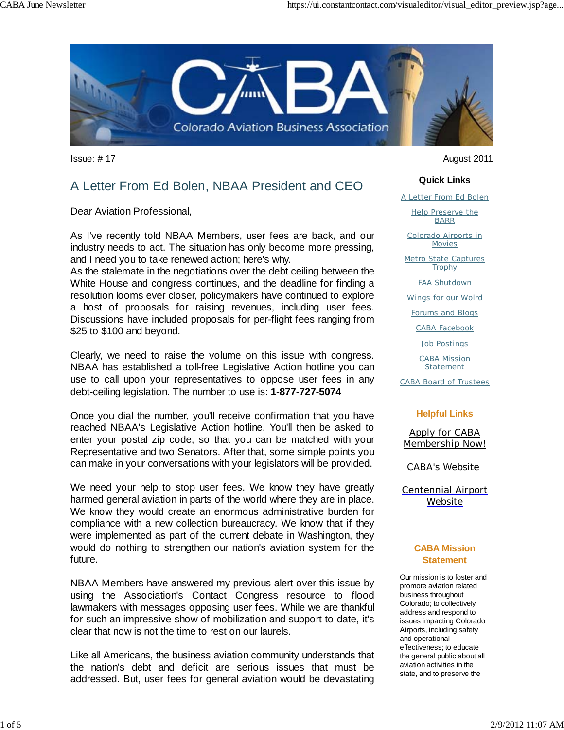# CABA

Colorado Aviation Business Association

Issue: # 17

August 2011

## A Letter From Ed Bolen, NBAA President and CEO

Dear Aviation Professional,

As I've recently told NBAA Members, user fees are back, and our industry needs to act. The situation has only become more pressing, and I need you to take renewed action; here's why.
As the stalemate in the negotiations over the debt ceiling between the White House and congress continues, and the deadline for finding a resolution looms ever closer, policymakers have continued to explore a host of proposals for raising revenues, including user fees. Discussions have included proposals for per-flight fees ranging from $25 to $100 and beyond.

Clearly, we need to raise the volume on this issue with congress. NBAA has established a toll-free Legislative Action hotline you can use to call upon your representatives to oppose user fees in any debt-ceiling legislation. The number to use is: **1-877-727-5074**

Once you dial the number, you'll receive confirmation that you have reached NBAA's Legislative Action hotline. You'll then be asked to enter your postal zip code, so that you can be matched with your Representative and two Senators. After that, some simple points you can make in your conversations with your legislators will be provided.

We need your help to stop user fees. We know they have greatly harmed general aviation in parts of the world where they are in place. We know they would create an enormous administrative burden for compliance with a new collection bureaucracy. We know that if they were implemented as part of the current debate in Washington, they would do nothing to strengthen our nation's aviation system for the future.

NBAA Members have answered my previous alert over this issue by using the Association's Contact Congress resource to flood lawmakers with messages opposing user fees. While we are thankful for such an impressive show of mobilization and support to date, it's clear that now is not the time to rest on our laurels.

Like all Americans, the business aviation community understands that the nation's debt and deficit are serious issues that must be addressed. But, user fees for general aviation would be devastating

### Quick Links

- A Letter From Ed Bolen
- Help Preserve the BARR
- Colorado Airports in Movies
- Metro State Captures Trophy
- FAA Shutdown
- Wings for our Wolrd
- Forums and Blogs
- CABA Facebook
- Job Postings
- CABA Mission Statement
- CABA Board of Trustees

### Helpful Links

- Apply for CABA Membership Now!
- CABA's Website
- Centennial Airport Website

### CABA Mission Statement

Our mission is to foster and promote aviation related business throughout Colorado; to collectively address and respond to issues impacting Colorado Airports, including safety and operational effectiveness; to educate the general public about all aviation activities in the state, and to preserve the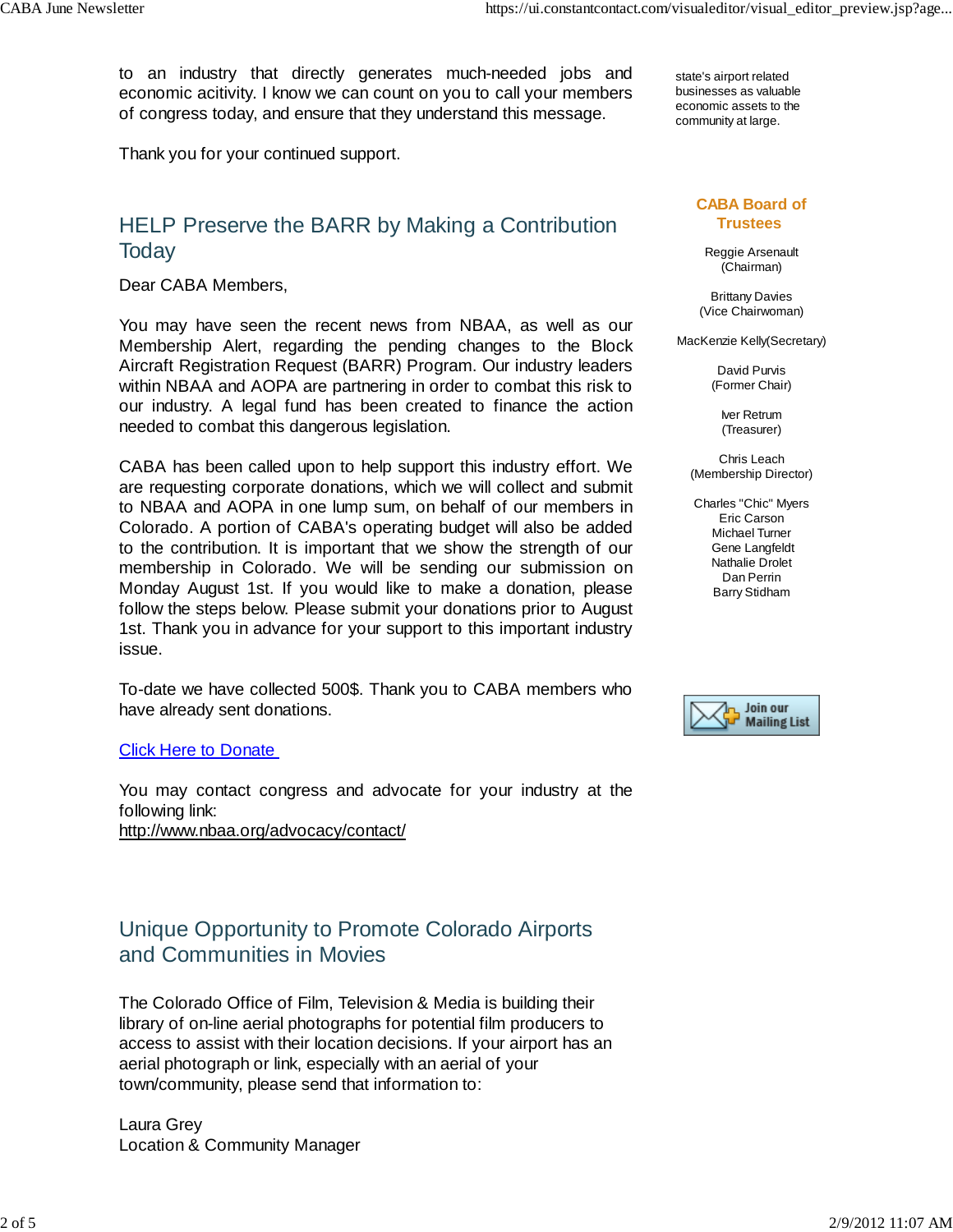to an industry that directly generates much-needed jobs and economic acitivity. I know we can count on you to call your members of congress today, and ensure that they understand this message.

Thank you for your continued support.

## HELP Preserve the BARR by Making a Contribution Today

Dear CABA Members,

You may have seen the recent news from NBAA, as well as our Membership Alert, regarding the pending changes to the Block Aircraft Registration Request (BARR) Program. Our industry leaders within NBAA and AOPA are partnering in order to combat this risk to our industry. A legal fund has been created to finance the action needed to combat this dangerous legislation.

CABA has been called upon to help support this industry effort. We are requesting corporate donations, which we will collect and submit to NBAA and AOPA in one lump sum, on behalf of our members in Colorado. A portion of CABA's operating budget will also be added to the contribution. It is important that we show the strength of our membership in Colorado. We will be sending our submission on Monday August 1st. If you would like to make a donation, please follow the steps below. Please submit your donations prior to August 1st. Thank you in advance for your support to this important industry issue.

To-date we have collected 500$. Thank you to CABA members who have already sent donations.

Click Here to Donate

You may contact congress and advocate for your industry at the following link:
http://www.nbaa.org/advocacy/contact/

## Unique Opportunity to Promote Colorado Airports and Communities in Movies

The Colorado Office of Film, Television & Media is building their library of on-line aerial photographs for potential film producers to access to assist with their location decisions. If your airport has an aerial photograph or link, especially with an aerial of your town/community, please send that information to:

Laura Grey
Location & Community Manager

state's airport related businesses as valuable economic assets to the community at large.

### CABA Board of Trustees

Reggie Arsenault
(Chairman)

Brittany Davies
(Vice Chairwoman)

MacKenzie Kelly(Secretary)

David Purvis
(Former Chair)

Iver Retrum
(Treasurer)

Chris Leach
(Membership Director)

Charles "Chic" Myers
Eric Carson
Michael Turner
Gene Langfeldt
Nathalie Drolet
Dan Perrin
Barry Stidham

Join our Mailing List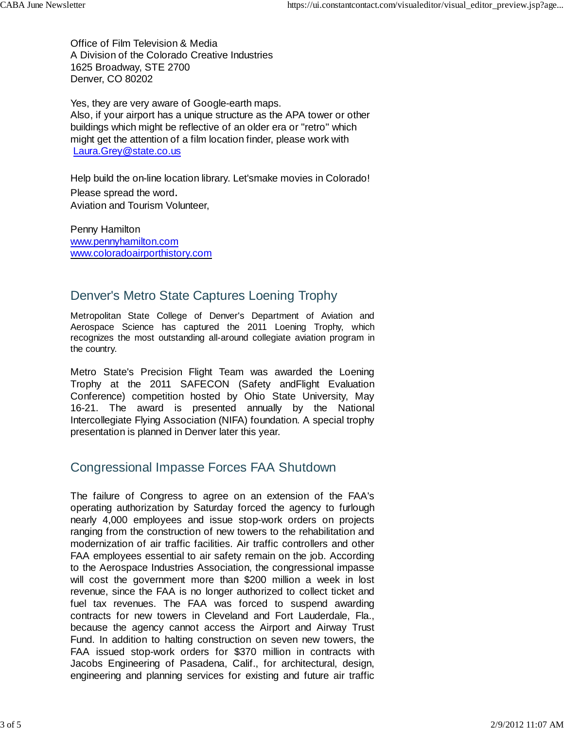Office of Film Television & Media
A Division of the Colorado Creative Industries
1625 Broadway, STE 2700
Denver, CO 80202

Yes, they are very aware of Google-earth maps.
Also, if your airport has a unique structure as the APA tower or other buildings which might be reflective of an older era or "retro" which might get the attention of a film location finder, please work with [Laura.Grey@state.co.us](mailto:Laura.Grey@state.co.us)

Help build the on-line location library. Let'smake movies in Colorado!
Please spread the word.
Aviation and Tourism Volunteer,

Penny Hamilton
[www.pennyhamilton.com](http://www.pennyhamilton.com)
[www.coloradoairporthistory.com](http://www.coloradoairporthistory.com)

## Denver's Metro State Captures Loening Trophy

Metropolitan State College of Denver's Department of Aviation and Aerospace Science has captured the 2011 Loening Trophy, which recognizes the most outstanding all-around collegiate aviation program in the country.

Metro State's Precision Flight Team was awarded the Loening Trophy at the 2011 SAFECON (Safety andFlight Evaluation Conference) competition hosted by Ohio State University, May 16-21. The award is presented annually by the National Intercollegiate Flying Association (NIFA) foundation. A special trophy presentation is planned in Denver later this year.

## Congressional Impasse Forces FAA Shutdown

The failure of Congress to agree on an extension of the FAA's operating authorization by Saturday forced the agency to furlough nearly 4,000 employees and issue stop-work orders on projects ranging from the construction of new towers to the rehabilitation and modernization of air traffic facilities. Air traffic controllers and other FAA employees essential to air safety remain on the job. According to the Aerospace Industries Association, the congressional impasse will cost the government more than $200 million a week in lost revenue, since the FAA is no longer authorized to collect ticket and fuel tax revenues. The FAA was forced to suspend awarding contracts for new towers in Cleveland and Fort Lauderdale, Fla., because the agency cannot access the Airport and Airway Trust Fund. In addition to halting construction on seven new towers, the FAA issued stop-work orders for $370 million in contracts with Jacobs Engineering of Pasadena, Calif., for architectural, design, engineering and planning services for existing and future air traffic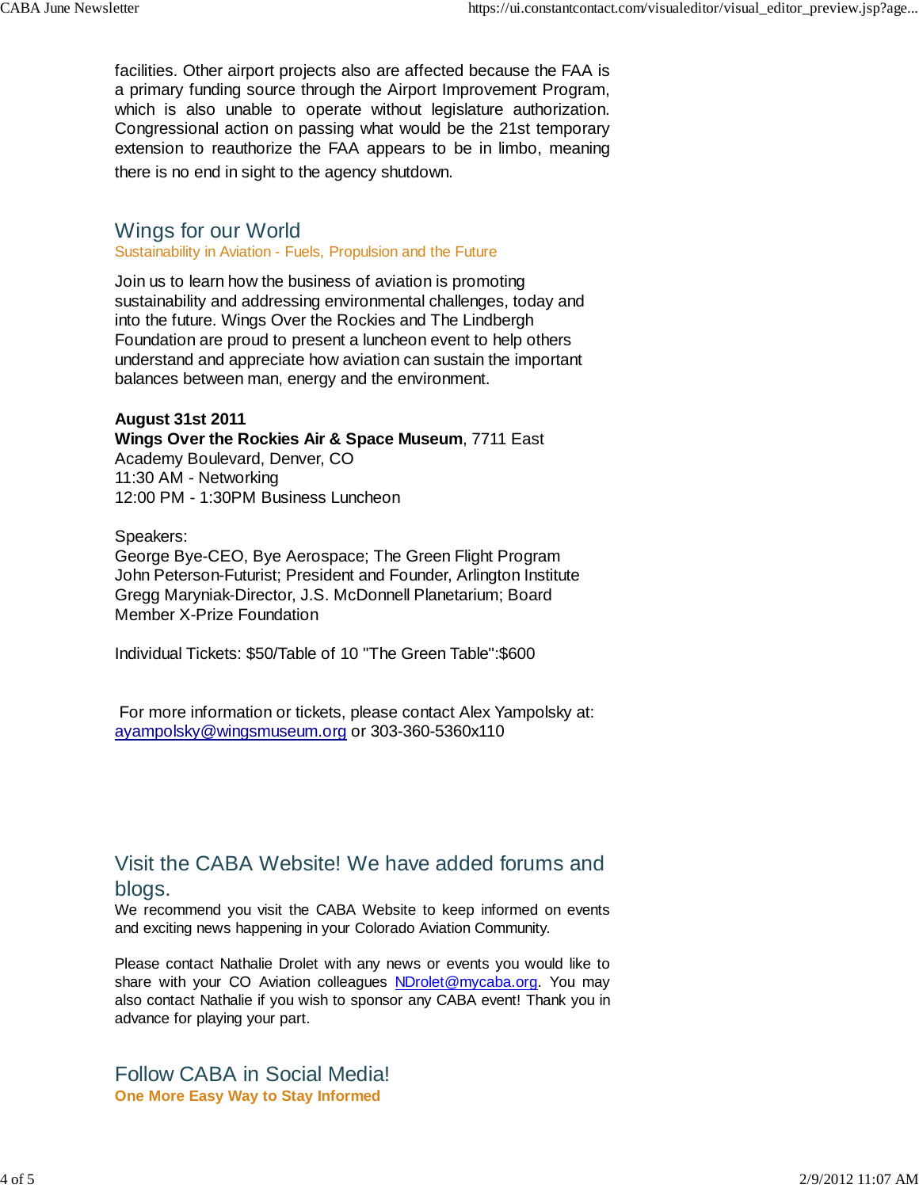facilities. Other airport projects also are affected because the FAA is a primary funding source through the Airport Improvement Program, which is also unable to operate without legislature authorization. Congressional action on passing what would be the 21st temporary extension to reauthorize the FAA appears to be in limbo, meaning there is no end in sight to the agency shutdown.

## Wings for our World

### Sustainability in Aviation - Fuels, Propulsion and the Future

Join us to learn how the business of aviation is promoting sustainability and addressing environmental challenges, today and into the future. Wings Over the Rockies and The Lindbergh Foundation are proud to present a luncheon event to help others understand and appreciate how aviation can sustain the important balances between man, energy and the environment.

**August 31st 2011**
**Wings Over the Rockies Air & Space Museum**, 7711 East Academy Boulevard, Denver, CO
11:30 AM - Networking
12:00 PM - 1:30PM Business Luncheon

Speakers:
George Bye-CEO, Bye Aerospace; The Green Flight Program
John Peterson-Futurist; President and Founder, Arlington Institute
Gregg Maryniak-Director, J.S. McDonnell Planetarium; Board Member X-Prize Foundation

Individual Tickets: $50/Table of 10 "The Green Table":$600

For more information or tickets, please contact Alex Yampolsky at: ayampolsky@wingsmuseum.org or 303-360-5360x110

## Visit the CABA Website! We have added forums and blogs.

We recommend you visit the CABA Website to keep informed on events and exciting news happening in your Colorado Aviation Community.

Please contact Nathalie Drolet with any news or events you would like to share with your CO Aviation colleagues NDrolet@mycaba.org. You may also contact Nathalie if you wish to sponsor any CABA event! Thank you in advance for playing your part.

## Follow CABA in Social Media!

**One More Easy Way to Stay Informed**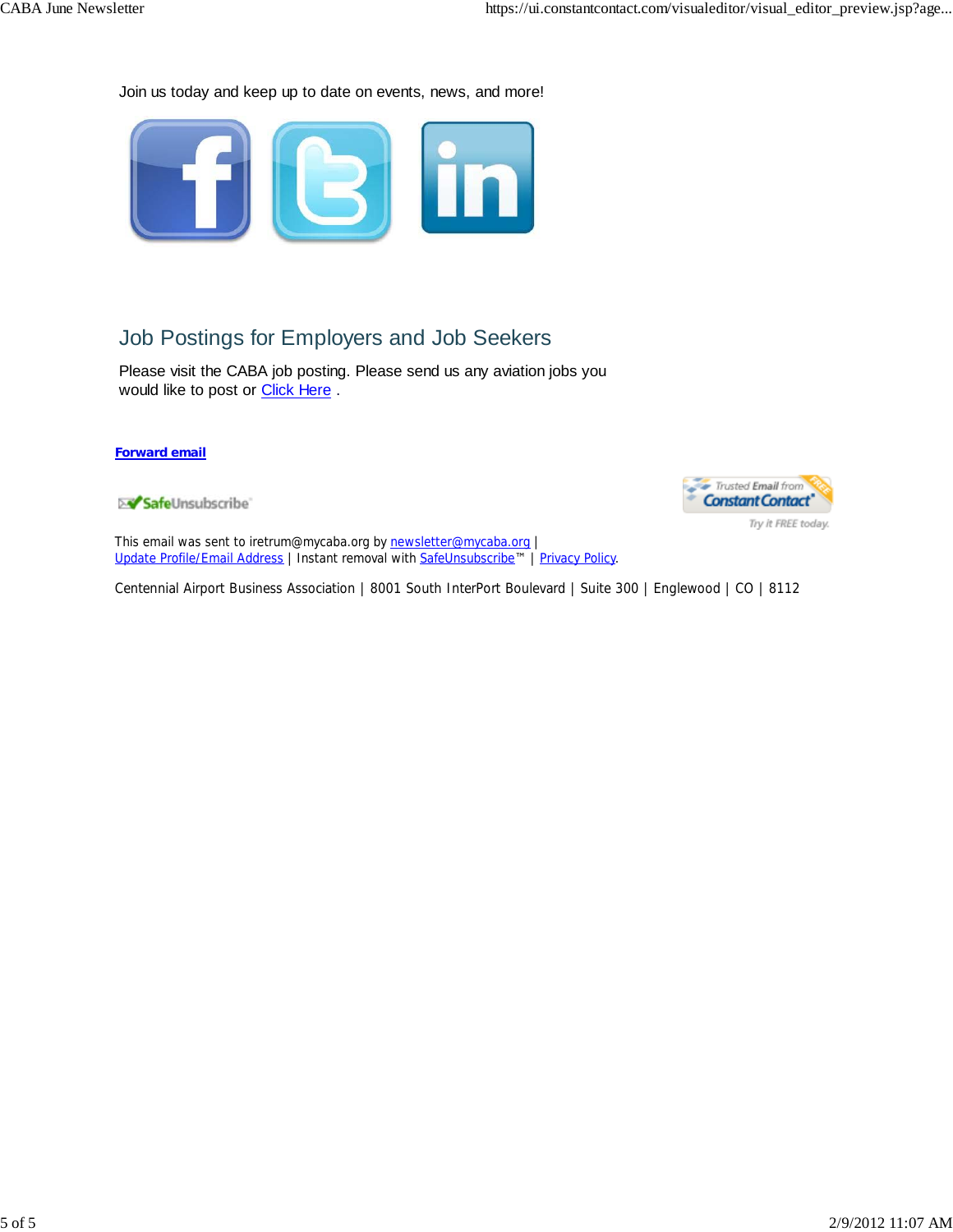Join us today and keep up to date on events, news, and more!

## Job Postings for Employers and Job Seekers

Please visit the CABA job posting. Please send us any aviation jobs you would like to post or Click Here .

**Forward email**

SafeUnsubscribe®

Trusted Email from Constant Contact®
Try it FREE today.

This email was sent to iretrum@mycaba.org by newsletter@mycaba.org |
Update Profile/Email Address | Instant removal with SafeUnsubscribe™ | Privacy Policy.

Centennial Airport Business Association | 8001 South InterPort Boulevard | Suite 300 | Englewood | CO | 8112